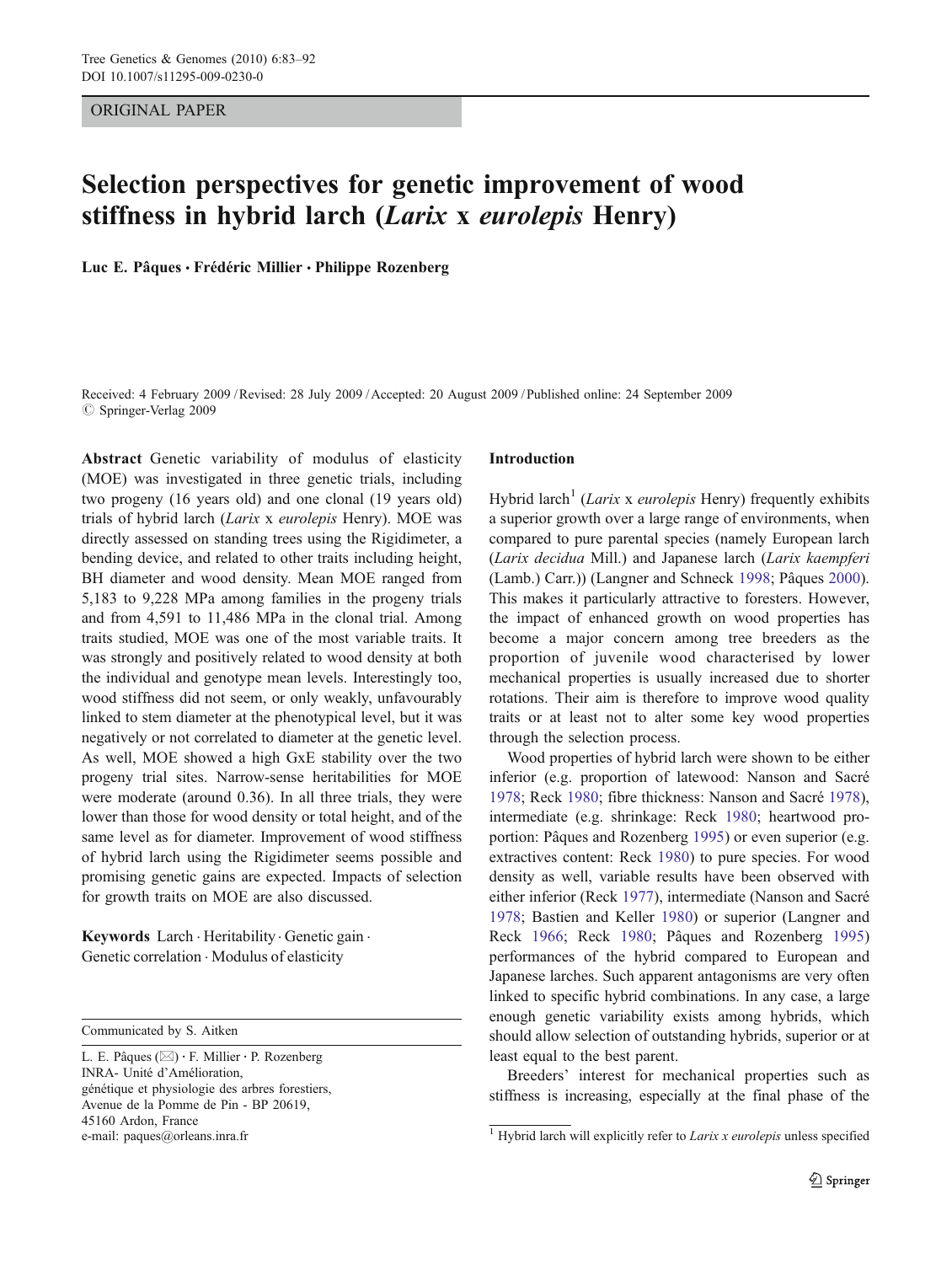ORIGINAL PAPER

# Selection perspectives for genetic improvement of wood stiffness in hybrid larch (*Larix* x *eurolepis* Henry)

**Luc E. Pâques · Frédéric Millier · Philippe Rozenberg**

Received: 4 February 2009 / Revised: 28 July 2009 / Accepted: 20 August 2009 / Published online: 24 September 2009
© Springer-Verlag 2009

**Abstract** Genetic variability of modulus of elasticity (MOE) was investigated in three genetic trials, including two progeny (16 years old) and one clonal (19 years old) trials of hybrid larch (*Larix* x *eurolepis* Henry). MOE was directly assessed on standing trees using the Rigidimeter, a bending device, and related to other traits including height, BH diameter and wood density. Mean MOE ranged from 5,183 to 9,228 MPa among families in the progeny trials and from 4,591 to 11,486 MPa in the clonal trial. Among traits studied, MOE was one of the most variable traits. It was strongly and positively related to wood density at both the individual and genotype mean levels. Interestingly too, wood stiffness did not seem, or only weakly, unfavourably linked to stem diameter at the phenotypical level, but it was negatively or not correlated to diameter at the genetic level. As well, MOE showed a high GxE stability over the two progeny trial sites. Narrow-sense heritabilities for MOE were moderate (around 0.36). In all three trials, they were lower than those for wood density or total height, and of the same level as for diameter. Improvement of wood stiffness of hybrid larch using the Rigidimeter seems possible and promising genetic gains are expected. Impacts of selection for growth traits on MOE are also discussed.

**Keywords** Larch · Heritability · Genetic gain · Genetic correlation · Modulus of elasticity

Communicated by S. Aitken

L. E. Pâques (✉) · F. Millier · P. Rozenberg
INRA- Unité d'Amélioration,
génétique et physiologie des arbres forestiers,
Avenue de la Pomme de Pin - BP 20619,
45160 Ardon, France
e-mail: paques@orleans.inra.fr

## Introduction

Hybrid larch[1] (*Larix* x *eurolepis* Henry) frequently exhibits a superior growth over a large range of environments, when compared to pure parental species (namely European larch (*Larix decidua* Mill.) and Japanese larch (*Larix kaempferi* (Lamb.) Carr.)) (Langner and Schneck 1998; Pâques 2000). This makes it particularly attractive to foresters. However, the impact of enhanced growth on wood properties has become a major concern among tree breeders as the proportion of juvenile wood characterised by lower mechanical properties is usually increased due to shorter rotations. Their aim is therefore to improve wood quality traits or at least not to alter some key wood properties through the selection process.

Wood properties of hybrid larch were shown to be either inferior (e.g. proportion of latewood: Nanson and Sacré 1978; Reck 1980; fibre thickness: Nanson and Sacré 1978), intermediate (e.g. shrinkage: Reck 1980; heartwood proportion: Pâques and Rozenberg 1995) or even superior (e.g. extractives content: Reck 1980) to pure species. For wood density as well, variable results have been observed with either inferior (Reck 1977), intermediate (Nanson and Sacré 1978; Bastien and Keller 1980) or superior (Langner and Reck 1966; Reck 1980; Pâques and Rozenberg 1995) performances of the hybrid compared to European and Japanese larches. Such apparent antagonisms are very often linked to specific hybrid combinations. In any case, a large enough genetic variability exists among hybrids, which should allow selection of outstanding hybrids, superior or at least equal to the best parent.

Breeders' interest for mechanical properties such as stiffness is increasing, especially at the final phase of the

[1] Hybrid larch will explicitly refer to *Larix x eurolepis* unless specified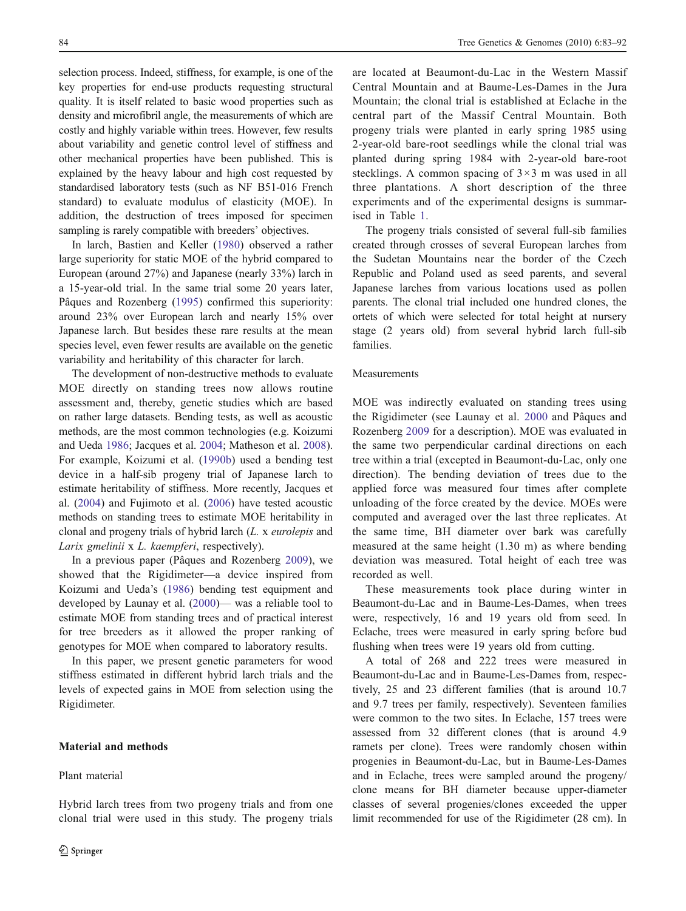selection process. Indeed, stiffness, for example, is one of the key properties for end-use products requesting structural quality. It is itself related to basic wood properties such as density and microfibril angle, the measurements of which are costly and highly variable within trees. However, few results about variability and genetic control level of stiffness and other mechanical properties have been published. This is explained by the heavy labour and high cost requested by standardised laboratory tests (such as NF B51-016 French standard) to evaluate modulus of elasticity (MOE). In addition, the destruction of trees imposed for specimen sampling is rarely compatible with breeders' objectives.

In larch, Bastien and Keller (1980) observed a rather large superiority for static MOE of the hybrid compared to European (around 27%) and Japanese (nearly 33%) larch in a 15-year-old trial. In the same trial some 20 years later, Pâques and Rozenberg (1995) confirmed this superiority: around 23% over European larch and nearly 15% over Japanese larch. But besides these rare results at the mean species level, even fewer results are available on the genetic variability and heritability of this character for larch.

The development of non-destructive methods to evaluate MOE directly on standing trees now allows routine assessment and, thereby, genetic studies which are based on rather large datasets. Bending tests, as well as acoustic methods, are the most common technologies (e.g. Koizumi and Ueda 1986; Jacques et al. 2004; Matheson et al. 2008). For example, Koizumi et al. (1990b) used a bending test device in a half-sib progeny trial of Japanese larch to estimate heritability of stiffness. More recently, Jacques et al. (2004) and Fujimoto et al. (2006) have tested acoustic methods on standing trees to estimate MOE heritability in clonal and progeny trials of hybrid larch (*L.* x *eurolepis* and *Larix gmelinii* x *L. kaempferi*, respectively).

In a previous paper (Pâques and Rozenberg 2009), we showed that the Rigidimeter—a device inspired from Koizumi and Ueda's (1986) bending test equipment and developed by Launay et al. (2000)— was a reliable tool to estimate MOE from standing trees and of practical interest for tree breeders as it allowed the proper ranking of genotypes for MOE when compared to laboratory results.

In this paper, we present genetic parameters for wood stiffness estimated in different hybrid larch trials and the levels of expected gains in MOE from selection using the Rigidimeter.

## Material and methods

### Plant material

Hybrid larch trees from two progeny trials and from one clonal trial were used in this study. The progeny trials are located at Beaumont-du-Lac in the Western Massif Central Mountain and at Baume-Les-Dames in the Jura Mountain; the clonal trial is established at Eclache in the central part of the Massif Central Mountain. Both progeny trials were planted in early spring 1985 using 2-year-old bare-root seedlings while the clonal trial was planted during spring 1984 with 2-year-old bare-root stecklings. A common spacing of $3 \times 3$ m was used in all three plantations. A short description of the three experiments and of the experimental designs is summarised in Table 1.

The progeny trials consisted of several full-sib families created through crosses of several European larches from the Sudetan Mountains near the border of the Czech Republic and Poland used as seed parents, and several Japanese larches from various locations used as pollen parents. The clonal trial included one hundred clones, the ortets of which were selected for total height at nursery stage (2 years old) from several hybrid larch full-sib families.

### Measurements

MOE was indirectly evaluated on standing trees using the Rigidimeter (see Launay et al. 2000 and Pâques and Rozenberg 2009 for a description). MOE was evaluated in the same two perpendicular cardinal directions on each tree within a trial (excepted in Beaumont-du-Lac, only one direction). The bending deviation of trees due to the applied force was measured four times after complete unloading of the force created by the device. MOEs were computed and averaged over the last three replicates. At the same time, BH diameter over bark was carefully measured at the same height (1.30 m) as where bending deviation was measured. Total height of each tree was recorded as well.

These measurements took place during winter in Beaumont-du-Lac and in Baume-Les-Dames, when trees were, respectively, 16 and 19 years old from seed. In Eclache, trees were measured in early spring before bud flushing when trees were 19 years old from cutting.

A total of 268 and 222 trees were measured in Beaumont-du-Lac and in Baume-Les-Dames from, respectively, 25 and 23 different families (that is around 10.7 and 9.7 trees per family, respectively). Seventeen families were common to the two sites. In Eclache, 157 trees were assessed from 32 different clones (that is around 4.9 ramets per clone). Trees were randomly chosen within progenies in Beaumont-du-Lac, but in Baume-Les-Dames and in Eclache, trees were sampled around the progeny/clone means for BH diameter because upper-diameter classes of several progenies/clones exceeded the upper limit recommended for use of the Rigidimeter (28 cm). In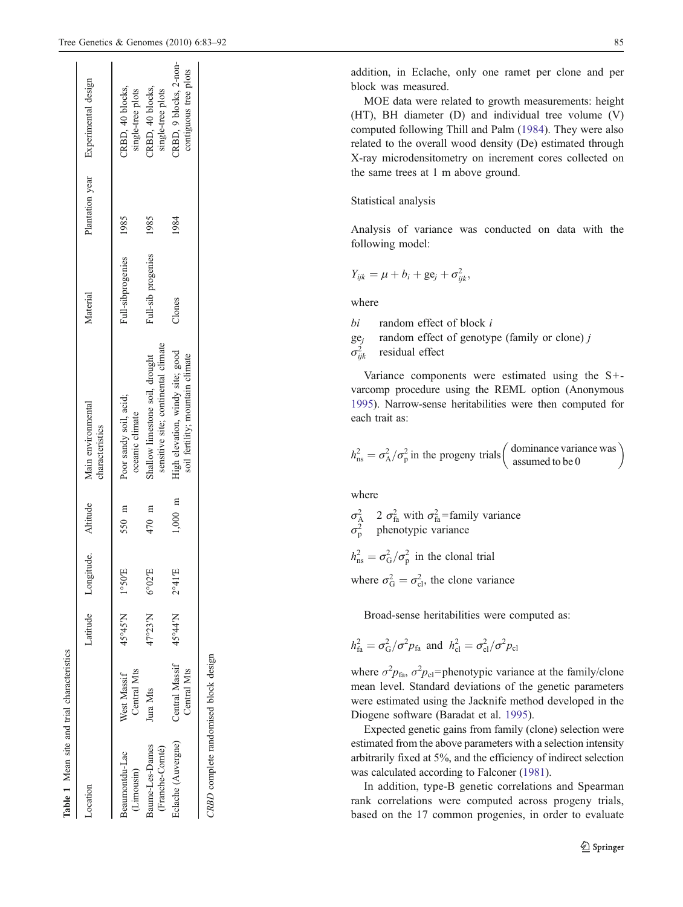**Table 1** Mean site and trial characteristics

| Location | | Latitude | Longitude. | Altitude | Main environmental characteristics | Material | Plantation year | Experimental design |
|---|---|---|---|---|---|---|---|---|
| Beaumontdu-Lac (Limousin) | West Massif Central Mts | 45°45'N | 1°50'E | 550 m | Poor sandy soil, acid; oceanic climate | Full-sibprogenies | 1985 | CRBD, 40 blocks, single-tree plots |
| Baume-Les-Dames (Franche-Comté) | Jura Mts | 47°23'N | 6°02'E | 470 m | Shallow limestone soil, drought sensitive site; continental climate | Full-sib progenies | 1985 | CRBD, 40 blocks, single-tree plots |
| Eclache (Auvergne) | Central Massif Central Mts | 45°44'N | 2°41'E | 1,000 m | High elevation, windy site; good soil fertility; mountain climate | Clones | 1984 | CRBD, 9 blocks, 2-non-contiguous tree plots |

*CRBD* complete randomised block design

addition, in Eclache, only one ramet per clone and per block was measured.

MOE data were related to growth measurements: height (HT), BH diameter (D) and individual tree volume (V) computed following Thill and Palm (1984). They were also related to the overall wood density (De) estimated through X-ray microdensitometry on increment cores collected on the same trees at 1 m above ground.

### Statistical analysis

Analysis of variance was conducted on data with the following model:

$$Y_{ijk} = \mu + b_i + \mathrm{ge}_j + \sigma^2_{ijk},$$

where

- $bi$ random effect of block $i$
- $\mathrm{ge}_j$ random effect of genotype (family or clone) $j$
- $\sigma^2_{ijk}$ residual effect

Variance components were estimated using the S+-varcomp procedure using the REML option (Anonymous 1995). Narrow-sense heritabilities were then computed for each trait as:

$$h^2_{\mathrm{ns}} = \sigma^2_{\mathrm{A}}/\sigma^2_{\mathrm{p}} \text{ in the progeny trials} \left( \begin{array}{c}\text{dominance variance was} \\ \text{assumed to be 0}\end{array} \right)$$

where

- $\sigma^2_{\mathrm{A}}$ $2\ \sigma^2_{\mathrm{fa}}$ with $\sigma^2_{\mathrm{fa}}$=family variance
- $\sigma^2_{\mathrm{p}}$ phenotypic variance

$h^2_{\mathrm{ns}} = \sigma^2_{\mathrm{G}}/\sigma^2_{\mathrm{p}}$ in the clonal trial

where $\sigma^2_{\mathrm{G}} = \sigma^2_{\mathrm{cl}}$, the clone variance

Broad-sense heritabilities were computed as:

$$h^2_{\mathrm{fa}} = \sigma^2_{\mathrm{G}}/\sigma^2 p_{\mathrm{fa}} \text{ and } h^2_{\mathrm{cl}} = \sigma^2_{\mathrm{cl}}/\sigma^2 p_{\mathrm{cl}}$$

where $\sigma^2 p_{\mathrm{fa}}$, $\sigma^2 p_{\mathrm{cl}}$=phenotypic variance at the family/clone mean level. Standard deviations of the genetic parameters were estimated using the Jacknife method developed in the Diogene software (Baradat et al. 1995).

Expected genetic gains from family (clone) selection were estimated from the above parameters with a selection intensity arbitrarily fixed at 5%, and the efficiency of indirect selection was calculated according to Falconer (1981).

In addition, type-B genetic correlations and Spearman rank correlations were computed across progeny trials, based on the 17 common progenies, in order to evaluate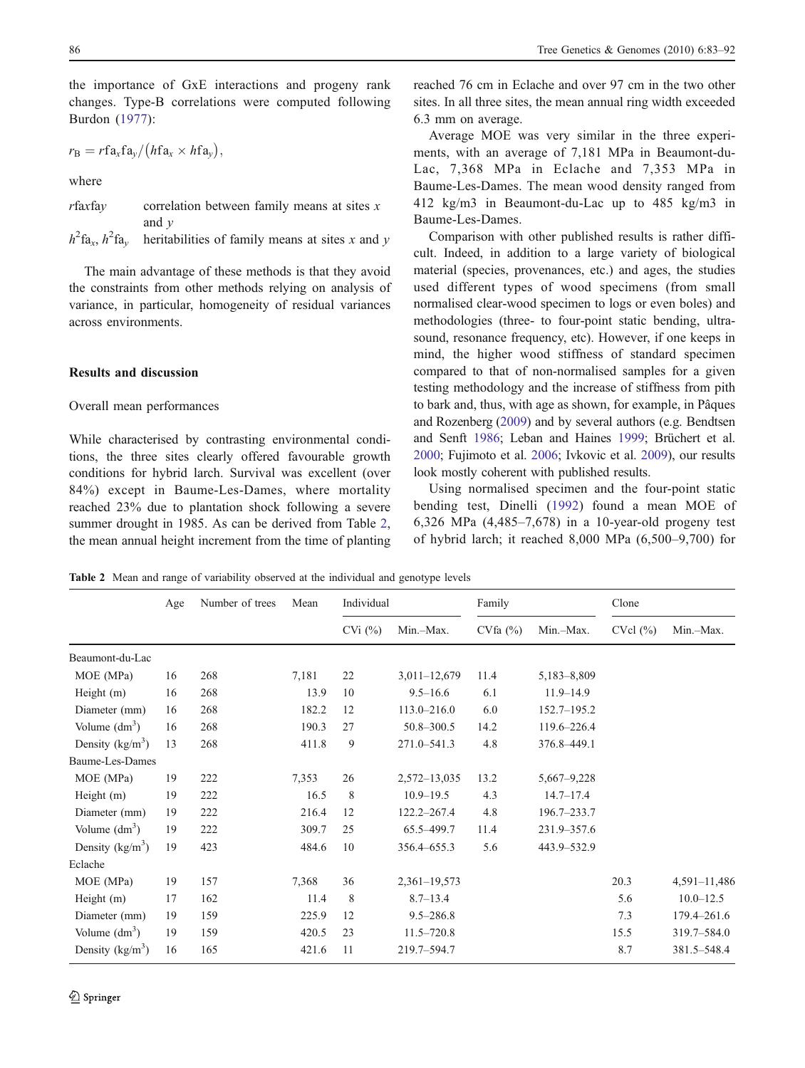the importance of GxE interactions and progeny rank changes. Type-B correlations were computed following Burdon (1977):

$$r_{\mathrm{B}} = r\mathrm{fa}_x\mathrm{fa}_y / \left(h\mathrm{fa}_x \times h\mathrm{fa}_y\right),$$

where

| | |
|---|---|
| $r$faxfay | correlation between family means at sites $x$ and $y$ |
| $h^2\mathrm{fa}_x$, $h^2\mathrm{fa}_y$ | heritabilities of family means at sites $x$ and $y$ |

The main advantage of these methods is that they avoid the constraints from other methods relying on analysis of variance, in particular, homogeneity of residual variances across environments.

## Results and discussion

### Overall mean performances

While characterised by contrasting environmental conditions, the three sites clearly offered favourable growth conditions for hybrid larch. Survival was excellent (over 84%) except in Baume-Les-Dames, where mortality reached 23% due to plantation shock following a severe summer drought in 1985. As can be derived from Table 2, the mean annual height increment from the time of planting reached 76 cm in Eclache and over 97 cm in the two other sites. In all three sites, the mean annual ring width exceeded 6.3 mm on average.

Average MOE was very similar in the three experiments, with an average of 7,181 MPa in Beaumont-du-Lac, 7,368 MPa in Eclache and 7,353 MPa in Baume-Les-Dames. The mean wood density ranged from 412 kg/m3 in Beaumont-du-Lac up to 485 kg/m3 in Baume-Les-Dames.

Comparison with other published results is rather difficult. Indeed, in addition to a large variety of biological material (species, provenances, etc.) and ages, the studies used different types of wood specimens (from small normalised clear-wood specimen to logs or even boles) and methodologies (three- to four-point static bending, ultrasound, resonance frequency, etc). However, if one keeps in mind, the higher wood stiffness of standard specimen compared to that of non-normalised samples for a given testing methodology and the increase of stiffness from pith to bark and, thus, with age as shown, for example, in Pâques and Rozenberg (2009) and by several authors (e.g. Bendtsen and Senft 1986; Leban and Haines 1999; Brüchert et al. 2000; Fujimoto et al. 2006; Ivkovic et al. 2009), our results look mostly coherent with published results.

Using normalised specimen and the four-point static bending test, Dinelli (1992) found a mean MOE of 6,326 MPa (4,485–7,678) in a 10-year-old progeny test of hybrid larch; it reached 8,000 MPa (6,500–9,700) for

**Table 2** Mean and range of variability observed at the individual and genotype levels

| | Age | Number of trees | Mean | Individual | | Family | | Clone | |
|---|---|---|---|---|---|---|---|---|---|
| | | | | CVi (%) | Min.–Max. | CVfa (%) | Min.–Max. | CVcl (%) | Min.–Max. |
| Beaumont-du-Lac | | | | | | | | | |
| MOE (MPa) | 16 | 268 | 7,181 | 22 | 3,011–12,679 | 11.4 | 5,183–8,809 | | |
| Height (m) | 16 | 268 | 13.9 | 10 | 9.5–16.6 | 6.1 | 11.9–14.9 | | |
| Diameter (mm) | 16 | 268 | 182.2 | 12 | 113.0–216.0 | 6.0 | 152.7–195.2 | | |
| Volume (dm$^3$) | 16 | 268 | 190.3 | 27 | 50.8–300.5 | 14.2 | 119.6–226.4 | | |
| Density (kg/m$^3$) | 13 | 268 | 411.8 | 9 | 271.0–541.3 | 4.8 | 376.8–449.1 | | |
| Baume-Les-Dames | | | | | | | | | |
| MOE (MPa) | 19 | 222 | 7,353 | 26 | 2,572–13,035 | 13.2 | 5,667–9,228 | | |
| Height (m) | 19 | 222 | 16.5 | 8 | 10.9–19.5 | 4.3 | 14.7–17.4 | | |
| Diameter (mm) | 19 | 222 | 216.4 | 12 | 122.2–267.4 | 4.8 | 196.7–233.7 | | |
| Volume (dm$^3$) | 19 | 222 | 309.7 | 25 | 65.5–499.7 | 11.4 | 231.9–357.6 | | |
| Density (kg/m$^3$) | 19 | 423 | 484.6 | 10 | 356.4–655.3 | 5.6 | 443.9–532.9 | | |
| Eclache | | | | | | | | | |
| MOE (MPa) | 19 | 157 | 7,368 | 36 | 2,361–19,573 | | | 20.3 | 4,591–11,486 |
| Height (m) | 17 | 162 | 11.4 | 8 | 8.7–13.4 | | | 5.6 | 10.0–12.5 |
| Diameter (mm) | 19 | 159 | 225.9 | 12 | 9.5–286.8 | | | 7.3 | 179.4–261.6 |
| Volume (dm$^3$) | 19 | 159 | 420.5 | 23 | 11.5–720.8 | | | 15.5 | 319.7–584.0 |
| Density (kg/m$^3$) | 16 | 165 | 421.6 | 11 | 219.7–594.7 | | | 8.7 | 381.5–548.4 |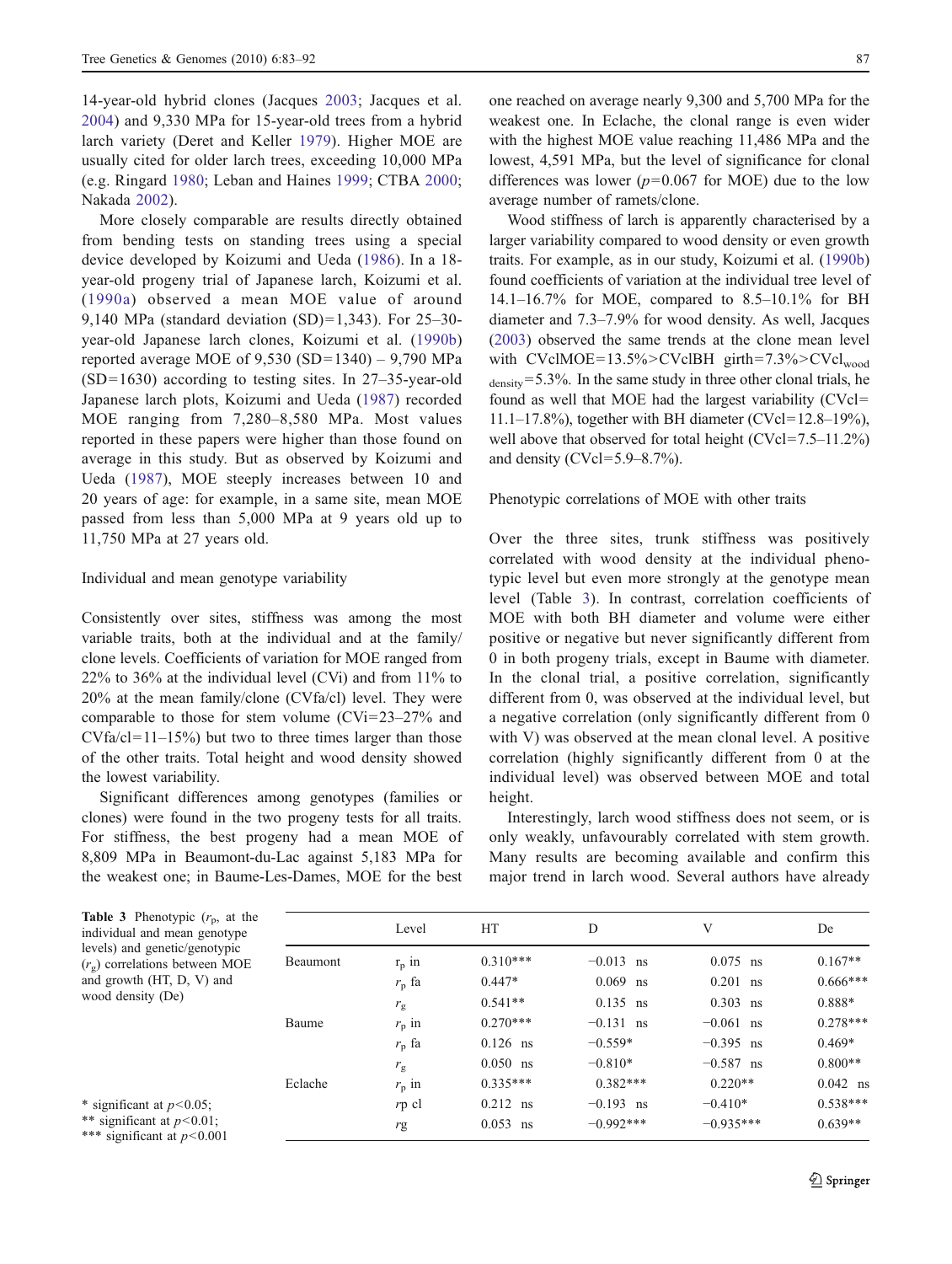14-year-old hybrid clones (Jacques 2003; Jacques et al. 2004) and 9,330 MPa for 15-year-old trees from a hybrid larch variety (Deret and Keller 1979). Higher MOE are usually cited for older larch trees, exceeding 10,000 MPa (e.g. Ringard 1980; Leban and Haines 1999; CTBA 2000; Nakada 2002).

More closely comparable are results directly obtained from bending tests on standing trees using a special device developed by Koizumi and Ueda (1986). In a 18-year-old progeny trial of Japanese larch, Koizumi et al. (1990a) observed a mean MOE value of around 9,140 MPa (standard deviation (SD)=1,343). For 25–30-year-old Japanese larch clones, Koizumi et al. (1990b) reported average MOE of 9,530 (SD=1340) – 9,790 MPa (SD=1630) according to testing sites. In 27–35-year-old Japanese larch plots, Koizumi and Ueda (1987) recorded MOE ranging from 7,280–8,580 MPa. Most values reported in these papers were higher than those found on average in this study. But as observed by Koizumi and Ueda (1987), MOE steeply increases between 10 and 20 years of age: for example, in a same site, mean MOE passed from less than 5,000 MPa at 9 years old up to 11,750 MPa at 27 years old.

Individual and mean genotype variability

Consistently over sites, stiffness was among the most variable traits, both at the individual and at the family/clone levels. Coefficients of variation for MOE ranged from 22% to 36% at the individual level (CVi) and from 11% to 20% at the mean family/clone (CVfa/cl) level. They were comparable to those for stem volume (CVi=23–27% and CVfa/cl=11–15%) but two to three times larger than those of the other traits. Total height and wood density showed the lowest variability.

Significant differences among genotypes (families or clones) were found in the two progeny tests for all traits. For stiffness, the best progeny had a mean MOE of 8,809 MPa in Beaumont-du-Lac against 5,183 MPa for the weakest one; in Baume-Les-Dames, MOE for the best one reached on average nearly 9,300 and 5,700 MPa for the weakest one. In Eclache, the clonal range is even wider with the highest MOE value reaching 11,486 MPa and the lowest, 4,591 MPa, but the level of significance for clonal differences was lower ($p$=0.067 for MOE) due to the low average number of ramets/clone.

Wood stiffness of larch is apparently characterised by a larger variability compared to wood density or even growth traits. For example, as in our study, Koizumi et al. (1990b) found coefficients of variation at the individual tree level of 14.1–16.7% for MOE, compared to 8.5–10.1% for BH diameter and 7.3–7.9% for wood density. As well, Jacques (2003) observed the same trends at the clone mean level with CVclMOE=13.5%>CVclBH girth=7.3%>$\mathrm{CVcl}_{\mathrm{wood\ density}}$=5.3%. In the same study in three other clonal trials, he found as well that MOE had the largest variability (CVcl=11.1–17.8%), together with BH diameter (CVcl=12.8–19%), well above that observed for total height (CVcl=7.5–11.2%) and density (CVcl=5.9–8.7%).

Phenotypic correlations of MOE with other traits

Over the three sites, trunk stiffness was positively correlated with wood density at the individual phenotypic level but even more strongly at the genotype mean level (Table 3). In contrast, correlation coefficients of MOE with both BH diameter and volume were either positive or negative but never significantly different from 0 in both progeny trials, except in Baume with diameter. In the clonal trial, a positive correlation, significantly different from 0, was observed at the individual level, but a negative correlation (only significantly different from 0 with V) was observed at the mean clonal level. A positive correlation (highly significantly different from 0 at the individual level) was observed between MOE and total height.

Interestingly, larch wood stiffness does not seem, or is only weakly, unfavourably correlated with stem growth. Many results are becoming available and confirm this major trend in larch wood. Several authors have already

**Table 3** Phenotypic ($r_p$, at the individual and mean genotype levels) and genetic/genotypic ($r_g$) correlations between MOE and growth (HT, D, V) and wood density (De)

| | Level | HT | D | V | De |
|---|---|---|---|---|---|
| Beaumont | $r_p$ in | 0.310*** | −0.013 ns | 0.075 ns | 0.167** |
| | $r_p$ fa | 0.447* | 0.069 ns | 0.201 ns | 0.666*** |
| | $r_g$ | 0.541** | 0.135 ns | 0.303 ns | 0.888* |
| Baume | $r_p$ in | 0.270*** | −0.131 ns | −0.061 ns | 0.278*** |
| | $r_p$ fa | 0.126 ns | −0.559* | −0.395 ns | 0.469* |
| | $r_g$ | 0.050 ns | −0.810* | −0.587 ns | 0.800** |
| Eclache | $r_p$ in | 0.335*** | 0.382*** | 0.220** | 0.042 ns |
| | $r_p$ cl | 0.212 ns | −0.193 ns | −0.410* | 0.538*** |
| | $r_g$ | 0.053 ns | −0.992*** | −0.935*** | 0.639** |

* significant at $p$<0.05;
** significant at $p$<0.01;
*** significant at $p$<0.001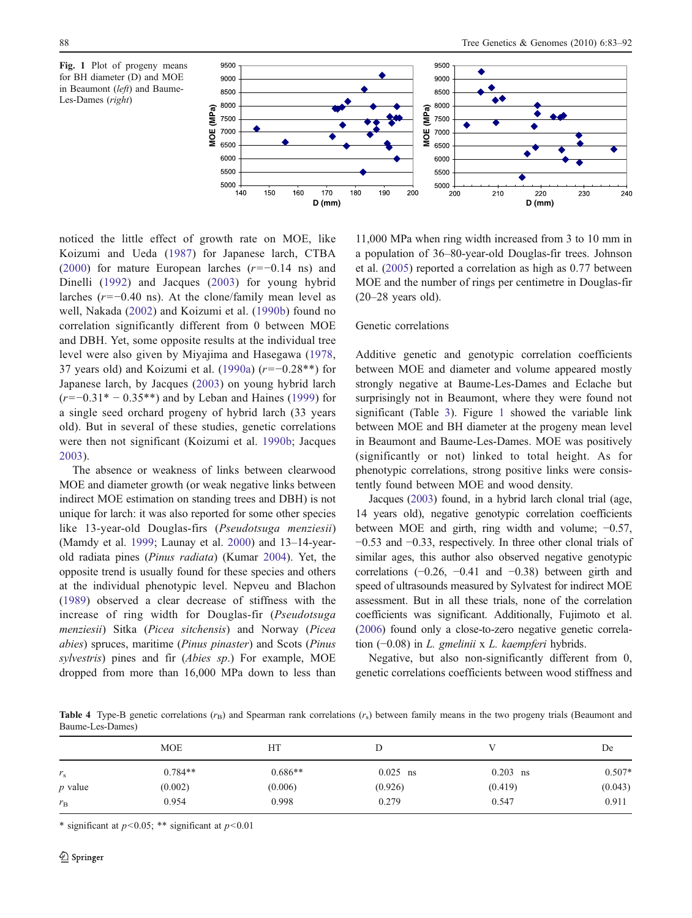**Fig. 1** Plot of progeny means for BH diameter (D) and MOE in Beaumont (*left*) and Baume-Les-Dames (*right*)

noticed the little effect of growth rate on MOE, like Koizumi and Ueda (1987) for Japanese larch, CTBA (2000) for mature European larches ($r=-0.14$ ns) and Dinelli (1992) and Jacques (2003) for young hybrid larches ($r=-0.40$ ns). At the clone/family mean level as well, Nakada (2002) and Koizumi et al. (1990b) found no correlation significantly different from 0 between MOE and DBH. Yet, some opposite results at the individual tree level were also given by Miyajima and Hasegawa (1978, 37 years old) and Koizumi et al. (1990a) ($r=-0.28$**) for Japanese larch, by Jacques (2003) on young hybrid larch ($r=-0.31$* $-$ 0.35**) and by Leban and Haines (1999) for a single seed orchard progeny of hybrid larch (33 years old). But in several of these studies, genetic correlations were then not significant (Koizumi et al. 1990b; Jacques 2003).

The absence or weakness of links between clearwood MOE and diameter growth (or weak negative links between indirect MOE estimation on standing trees and DBH) is not unique for larch: it was also reported for some other species like 13-year-old Douglas-firs (*Pseudotsuga menziesii*) (Mamdy et al. 1999; Launay et al. 2000) and 13–14-year-old radiata pines (*Pinus radiata*) (Kumar 2004). Yet, the opposite trend is usually found for these species and others at the individual phenotypic level. Nepveu and Blachon (1989) observed a clear decrease of stiffness with the increase of ring width for Douglas-fir (*Pseudotsuga menziesii*) Sitka (*Picea sitchensis*) and Norway (*Picea abies*) spruces, maritime (*Pinus pinaster*) and Scots (*Pinus sylvestris*) pines and fir (*Abies sp.*) For example, MOE dropped from more than 16,000 MPa down to less than 11,000 MPa when ring width increased from 3 to 10 mm in a population of 36–80-year-old Douglas-fir trees. Johnson et al. (2005) reported a correlation as high as 0.77 between MOE and the number of rings per centimetre in Douglas-fir (20–28 years old).

### Genetic correlations

Additive genetic and genotypic correlation coefficients between MOE and diameter and volume appeared mostly strongly negative at Baume-Les-Dames and Eclache but surprisingly not in Beaumont, where they were found not significant (Table 3). Figure 1 showed the variable link between MOE and BH diameter at the progeny mean level in Beaumont and Baume-Les-Dames. MOE was positively (significantly or not) linked to total height. As for phenotypic correlations, strong positive links were consistently found between MOE and wood density.

Jacques (2003) found, in a hybrid larch clonal trial (age, 14 years old), negative genotypic correlation coefficients between MOE and girth, ring width and volume; −0.57, −0.53 and −0.33, respectively. In three other clonal trials of similar ages, this author also observed negative genotypic correlations (−0.26, −0.41 and −0.38) between girth and speed of ultrasounds measured by Sylvatest for indirect MOE assessment. But in all these trials, none of the correlation coefficients was significant. Additionally, Fujimoto et al. (2006) found only a close-to-zero negative genetic correlation (−0.08) in *L. gmelinii* x *L. kaempferi* hybrids.

Negative, but also non-significantly different from 0, genetic correlations coefficients between wood stiffness and

**Table 4** Type-B genetic correlations ($r_B$) and Spearman rank correlations ($r_s$) between family means in the two progeny trials (Beaumont and Baume-Les-Dames)

| | MOE | HT | D | V | De |
|---|---|---|---|---|---|
| $r_s$ | 0.784** | 0.686** | 0.025 ns | 0.203 ns | 0.507* |
| *p* value | (0.002) | (0.006) | (0.926) | (0.419) | (0.043) |
| $r_B$ | 0.954 | 0.998 | 0.279 | 0.547 | 0.911 |

\* significant at $p<0.05$; ** significant at $p<0.01$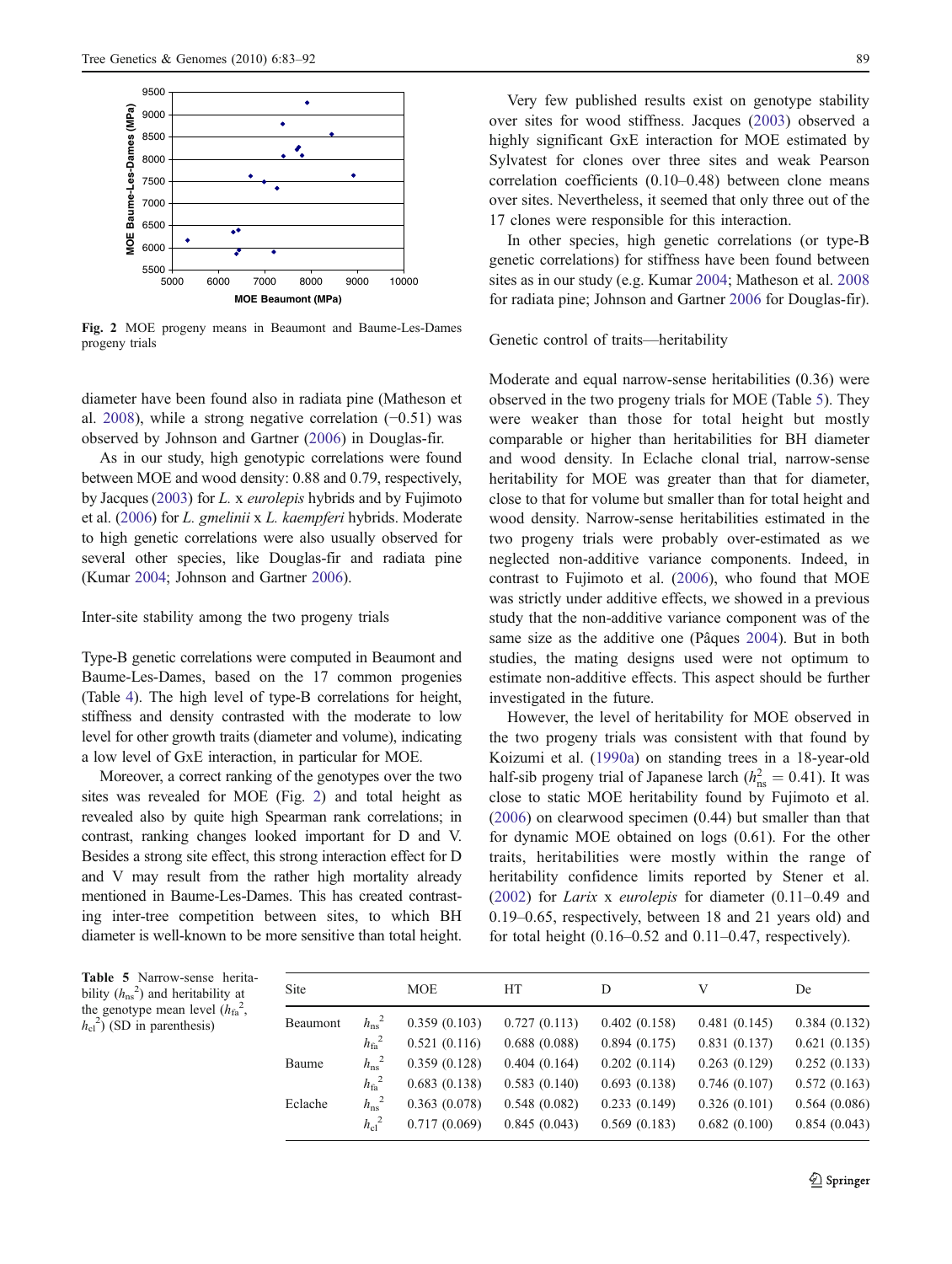Fig. 2 MOE progeny means in Beaumont and Baume-Les-Dames progeny trials

diameter have been found also in radiata pine (Matheson et al. 2008), while a strong negative correlation (−0.51) was observed by Johnson and Gartner (2006) in Douglas-fir.

As in our study, high genotypic correlations were found between MOE and wood density: 0.88 and 0.79, respectively, by Jacques (2003) for *L.* x *eurolepis* hybrids and by Fujimoto et al. (2006) for *L. gmelinii* x *L. kaempferi* hybrids. Moderate to high genetic correlations were also usually observed for several other species, like Douglas-fir and radiata pine (Kumar 2004; Johnson and Gartner 2006).

### Inter-site stability among the two progeny trials

Type-B genetic correlations were computed in Beaumont and Baume-Les-Dames, based on the 17 common progenies (Table 4). The high level of type-B correlations for height, stiffness and density contrasted with the moderate to low level for other growth traits (diameter and volume), indicating a low level of GxE interaction, in particular for MOE.

Moreover, a correct ranking of the genotypes over the two sites was revealed for MOE (Fig. 2) and total height as revealed also by quite high Spearman rank correlations; in contrast, ranking changes looked important for D and V. Besides a strong site effect, this strong interaction effect for D and V may result from the rather high mortality already mentioned in Baume-Les-Dames. This has created contrasting inter-tree competition between sites, to which BH diameter is well-known to be more sensitive than total height.

Very few published results exist on genotype stability over sites for wood stiffness. Jacques (2003) observed a highly significant GxE interaction for MOE estimated by Sylvatest for clones over three sites and weak Pearson correlation coefficients (0.10–0.48) between clone means over sites. Nevertheless, it seemed that only three out of the 17 clones were responsible for this interaction.

In other species, high genetic correlations (or type-B genetic correlations) for stiffness have been found between sites as in our study (e.g. Kumar 2004; Matheson et al. 2008 for radiata pine; Johnson and Gartner 2006 for Douglas-fir).

### Genetic control of traits—heritability

Moderate and equal narrow-sense heritabilities (0.36) were observed in the two progeny trials for MOE (Table 5). They were weaker than those for total height but mostly comparable or higher than heritabilities for BH diameter and wood density. In Eclache clonal trial, narrow-sense heritability for MOE was greater than that for diameter, close to that for volume but smaller than for total height and wood density. Narrow-sense heritabilities estimated in the two progeny trials were probably over-estimated as we neglected non-additive variance components. Indeed, in contrast to Fujimoto et al. (2006), who found that MOE was strictly under additive effects, we showed in a previous study that the non-additive variance component was of the same size as the additive one (Pâques 2004). But in both studies, the mating designs used were not optimum to estimate non-additive effects. This aspect should be further investigated in the future.

However, the level of heritability for MOE observed in the two progeny trials was consistent with that found by Koizumi et al. (1990a) on standing trees in a 18-year-old half-sib progeny trial of Japanese larch ($h^2_{ns} = 0.41$). It was close to static MOE heritability found by Fujimoto et al. (2006) on clearwood specimen (0.44) but smaller than that for dynamic MOE obtained on logs (0.61). For the other traits, heritabilities were mostly within the range of heritability confidence limits reported by Stener et al. (2002) for *Larix* x *eurolepis* for diameter (0.11–0.49 and 0.19–0.65, respectively, between 18 and 21 years old) and for total height (0.16–0.52 and 0.11–0.47, respectively).

**Table 5** Narrow-sense heritability ($h_{ns}^2$) and heritability at the genotype mean level ($h_{fa}^2$, $h_{cl}^2$) (SD in parenthesis)

| Site | | MOE | HT | D | V | De |
|---|---|---|---|---|---|---|
| Beaumont | $h_{ns}^2$ | 0.359 (0.103) | 0.727 (0.113) | 0.402 (0.158) | 0.481 (0.145) | 0.384 (0.132) |
| | $h_{fa}^2$ | 0.521 (0.116) | 0.688 (0.088) | 0.894 (0.175) | 0.831 (0.137) | 0.621 (0.135) |
| Baume | $h_{ns}^2$ | 0.359 (0.128) | 0.404 (0.164) | 0.202 (0.114) | 0.263 (0.129) | 0.252 (0.133) |
| | $h_{fa}^2$ | 0.683 (0.138) | 0.583 (0.140) | 0.693 (0.138) | 0.746 (0.107) | 0.572 (0.163) |
| Eclache | $h_{ns}^2$ | 0.363 (0.078) | 0.548 (0.082) | 0.233 (0.149) | 0.326 (0.101) | 0.564 (0.086) |
| | $h_{cl}^2$ | 0.717 (0.069) | 0.845 (0.043) | 0.569 (0.183) | 0.682 (0.100) | 0.854 (0.043) |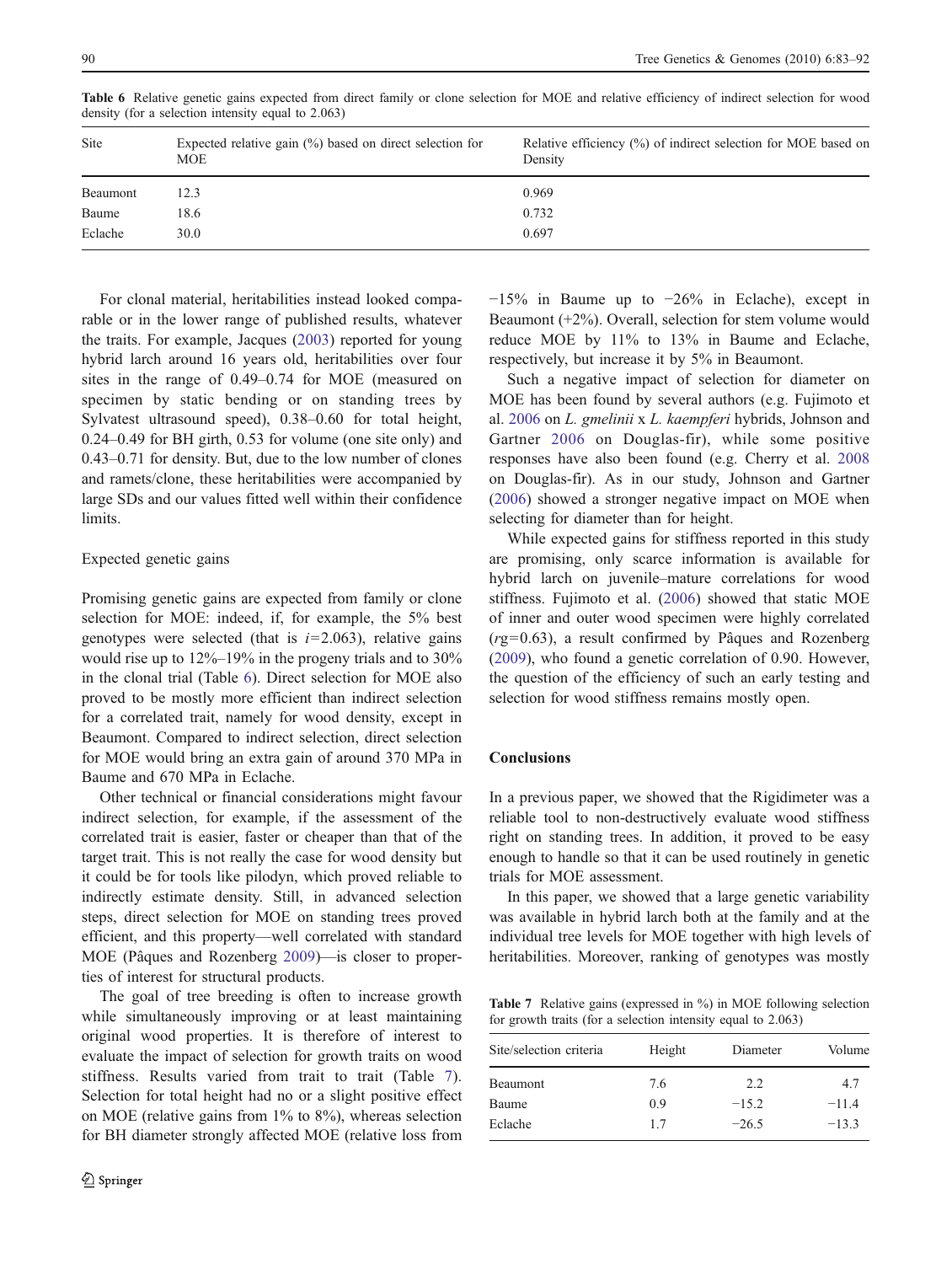Table 6 Relative genetic gains expected from direct family or clone selection for MOE and relative efficiency of indirect selection for wood density (for a selection intensity equal to 2.063)

| Site | Expected relative gain (%) based on direct selection for MOE | Relative efficiency (%) of indirect selection for MOE based on Density |
|---|---|---|
| Beaumont | 12.3 | 0.969 |
| Baume | 18.6 | 0.732 |
| Eclache | 30.0 | 0.697 |

For clonal material, heritabilities instead looked comparable or in the lower range of published results, whatever the traits. For example, Jacques (2003) reported for young hybrid larch around 16 years old, heritabilities over four sites in the range of 0.49–0.74 for MOE (measured on specimen by static bending or on standing trees by Sylvatest ultrasound speed), 0.38–0.60 for total height, 0.24–0.49 for BH girth, 0.53 for volume (one site only) and 0.43–0.71 for density. But, due to the low number of clones and ramets/clone, these heritabilities were accompanied by large SDs and our values fitted well within their confidence limits.

Expected genetic gains

Promising genetic gains are expected from family or clone selection for MOE: indeed, if, for example, the 5% best genotypes were selected (that is $i$=2.063), relative gains would rise up to 12%–19% in the progeny trials and to 30% in the clonal trial (Table 6). Direct selection for MOE also proved to be mostly more efficient than indirect selection for a correlated trait, namely for wood density, except in Beaumont. Compared to indirect selection, direct selection for MOE would bring an extra gain of around 370 MPa in Baume and 670 MPa in Eclache.

Other technical or financial considerations might favour indirect selection, for example, if the assessment of the correlated trait is easier, faster or cheaper than that of the target trait. This is not really the case for wood density but it could be for tools like pilodyn, which proved reliable to indirectly estimate density. Still, in advanced selection steps, direct selection for MOE on standing trees proved efficient, and this property—well correlated with standard MOE (Pâques and Rozenberg 2009)—is closer to properties of interest for structural products.

The goal of tree breeding is often to increase growth while simultaneously improving or at least maintaining original wood properties. It is therefore of interest to evaluate the impact of selection for growth traits on wood stiffness. Results varied from trait to trait (Table 7). Selection for total height had no or a slight positive effect on MOE (relative gains from 1% to 8%), whereas selection for BH diameter strongly affected MOE (relative loss from −15% in Baume up to −26% in Eclache), except in Beaumont (+2%). Overall, selection for stem volume would reduce MOE by 11% to 13% in Baume and Eclache, respectively, but increase it by 5% in Beaumont.

Such a negative impact of selection for diameter on MOE has been found by several authors (e.g. Fujimoto et al. 2006 on *L. gmelinii* x *L. kaempferi* hybrids, Johnson and Gartner 2006 on Douglas-fir), while some positive responses have also been found (e.g. Cherry et al. 2008 on Douglas-fir). As in our study, Johnson and Gartner (2006) showed a stronger negative impact on MOE when selecting for diameter than for height.

While expected gains for stiffness reported in this study are promising, only scarce information is available for hybrid larch on juvenile–mature correlations for wood stiffness. Fujimoto et al. (2006) showed that static MOE of inner and outer wood specimen were highly correlated ($r$g=0.63), a result confirmed by Pâques and Rozenberg (2009), who found a genetic correlation of 0.90. However, the question of the efficiency of such an early testing and selection for wood stiffness remains mostly open.

## Conclusions

In a previous paper, we showed that the Rigidimeter was a reliable tool to non-destructively evaluate wood stiffness right on standing trees. In addition, it proved to be easy enough to handle so that it can be used routinely in genetic trials for MOE assessment.

In this paper, we showed that a large genetic variability was available in hybrid larch both at the family and at the individual tree levels for MOE together with high levels of heritabilities. Moreover, ranking of genotypes was mostly

Table 7 Relative gains (expressed in %) in MOE following selection for growth traits (for a selection intensity equal to 2.063)

| Site/selection criteria | Height | Diameter | Volume |
|---|---|---|---|
| Beaumont | 7.6 | 2.2 | 4.7 |
| Baume | 0.9 | −15.2 | −11.4 |
| Eclache | 1.7 | −26.5 | −13.3 |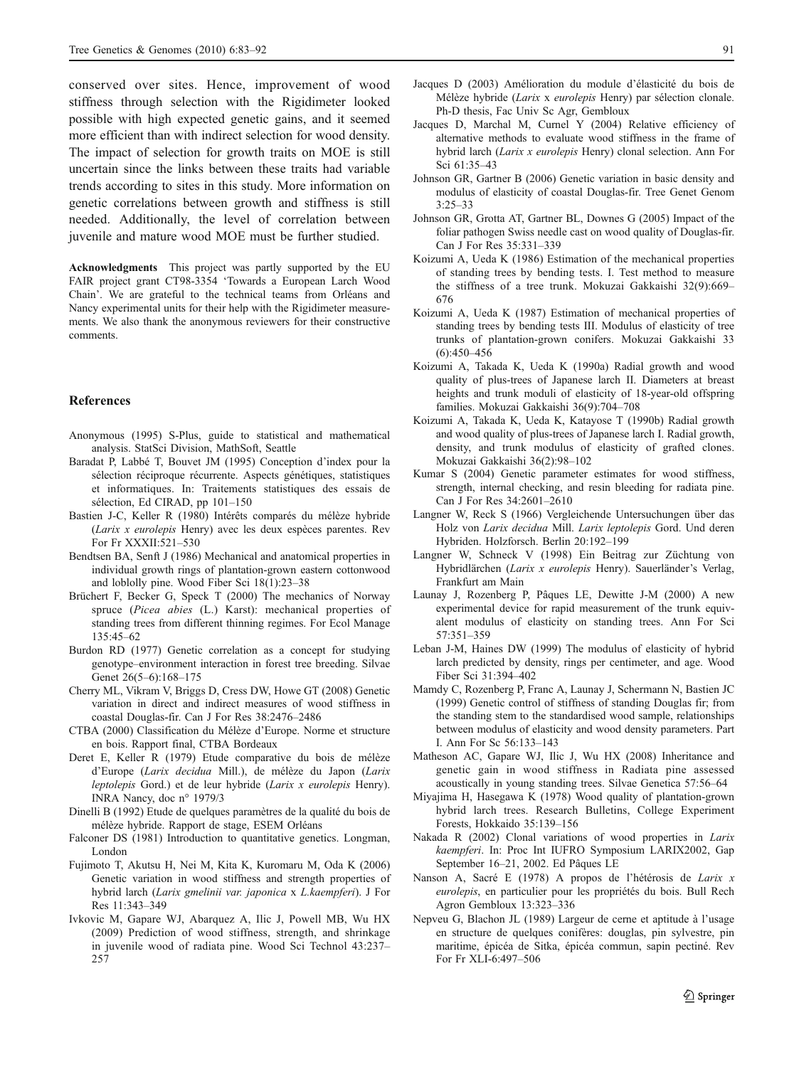conserved over sites. Hence, improvement of wood stiffness through selection with the Rigidimeter looked possible with high expected genetic gains, and it seemed more efficient than with indirect selection for wood density. The impact of selection for growth traits on MOE is still uncertain since the links between these traits had variable trends according to sites in this study. More information on genetic correlations between growth and stiffness is still needed. Additionally, the level of correlation between juvenile and mature wood MOE must be further studied.

**Acknowledgments** This project was partly supported by the EU FAIR project grant CT98-3354 'Towards a European Larch Wood Chain'. We are grateful to the technical teams from Orléans and Nancy experimental units for their help with the Rigidimeter measurements. We also thank the anonymous reviewers for their constructive comments.

## References

Anonymous (1995) S-Plus, guide to statistical and mathematical analysis. StatSci Division, MathSoft, Seattle

Baradat P, Labbé T, Bouvet JM (1995) Conception d'index pour la sélection réciproque récurrente. Aspects génétiques, statistiques et informatiques. In: Traitements statistiques des essais de sélection, Ed CIRAD, pp 101–150

Bastien J-C, Keller R (1980) Intérêts comparés du mélèze hybride (*Larix x eurolepis* Henry) avec les deux espèces parentes. Rev For Fr XXXII:521–530

Bendtsen BA, Senft J (1986) Mechanical and anatomical properties in individual growth rings of plantation-grown eastern cottonwood and loblolly pine. Wood Fiber Sci 18(1):23–38

Brüchert F, Becker G, Speck T (2000) The mechanics of Norway spruce (*Picea abies* (L.) Karst): mechanical properties of standing trees from different thinning regimes. For Ecol Manage 135:45–62

Burdon RD (1977) Genetic correlation as a concept for studying genotype–environment interaction in forest tree breeding. Silvae Genet 26(5–6):168–175

Cherry ML, Vikram V, Briggs D, Cress DW, Howe GT (2008) Genetic variation in direct and indirect measures of wood stiffness in coastal Douglas-fir. Can J For Res 38:2476–2486

CTBA (2000) Classification du Mélèze d'Europe. Norme et structure en bois. Rapport final, CTBA Bordeaux

Deret E, Keller R (1979) Etude comparative du bois de mélèze d'Europe (*Larix decidua* Mill.), de mélèze du Japon (*Larix leptolepis* Gord.) et de leur hybride (*Larix x eurolepis* Henry). INRA Nancy, doc n° 1979/3

Dinelli B (1992) Etude de quelques paramètres de la qualité du bois de mélèze hybride. Rapport de stage, ESEM Orléans

Falconer DS (1981) Introduction to quantitative genetics. Longman, London

Fujimoto T, Akutsu H, Nei M, Kita K, Kuromaru M, Oda K (2006) Genetic variation in wood stiffness and strength properties of hybrid larch (*Larix gmelinii var. japonica* x *L.kaempferi*). J For Res 11:343–349

Ivkovic M, Gapare WJ, Abarquez A, Ilic J, Powell MB, Wu HX (2009) Prediction of wood stiffness, strength, and shrinkage in juvenile wood of radiata pine. Wood Sci Technol 43:237–257

Jacques D (2003) Amélioration du module d'élasticité du bois de Mélèze hybride (*Larix* x *eurolepis* Henry) par sélection clonale. Ph-D thesis, Fac Univ Sc Agr, Gembloux

Jacques D, Marchal M, Curnel Y (2004) Relative efficiency of alternative methods to evaluate wood stiffness in the frame of hybrid larch (*Larix x eurolepis* Henry) clonal selection. Ann For Sci 61:35–43

Johnson GR, Gartner B (2006) Genetic variation in basic density and modulus of elasticity of coastal Douglas-fir. Tree Genet Genom 3:25–33

Johnson GR, Grotta AT, Gartner BL, Downes G (2005) Impact of the foliar pathogen Swiss needle cast on wood quality of Douglas-fir. Can J For Res 35:331–339

Koizumi A, Ueda K (1986) Estimation of the mechanical properties of standing trees by bending tests. I. Test method to measure the stiffness of a tree trunk. Mokuzai Gakkaishi 32(9):669–676

Koizumi A, Ueda K (1987) Estimation of mechanical properties of standing trees by bending tests III. Modulus of elasticity of tree trunks of plantation-grown conifers. Mokuzai Gakkaishi 33 (6):450–456

Koizumi A, Takada K, Ueda K (1990a) Radial growth and wood quality of plus-trees of Japanese larch II. Diameters at breast heights and trunk moduli of elasticity of 18-year-old offspring families. Mokuzai Gakkaishi 36(9):704–708

Koizumi A, Takada K, Ueda K, Katayose T (1990b) Radial growth and wood quality of plus-trees of Japanese larch I. Radial growth, density, and trunk modulus of elasticity of grafted clones. Mokuzai Gakkaishi 36(2):98–102

Kumar S (2004) Genetic parameter estimates for wood stiffness, strength, internal checking, and resin bleeding for radiata pine. Can J For Res 34:2601–2610

Langner W, Reck S (1966) Vergleichende Untersuchungen über das Holz von *Larix decidua* Mill. *Larix leptolepis* Gord. Und deren Hybriden. Holzforsch. Berlin 20:192–199

Langner W, Schneck V (1998) Ein Beitrag zur Züchtung von Hybridlärchen (*Larix x eurolepis* Henry). Sauerländer's Verlag, Frankfurt am Main

Launay J, Rozenberg P, Pâques LE, Dewitte J-M (2000) A new experimental device for rapid measurement of the trunk equivalent modulus of elasticity on standing trees. Ann For Sci 57:351–359

Leban J-M, Haines DW (1999) The modulus of elasticity of hybrid larch predicted by density, rings per centimeter, and age. Wood Fiber Sci 31:394–402

Mamdy C, Rozenberg P, Franc A, Launay J, Schermann N, Bastien JC (1999) Genetic control of stiffness of standing Douglas fir; from the standing stem to the standardised wood sample, relationships between modulus of elasticity and wood density parameters. Part I. Ann For Sc 56:133–143

Matheson AC, Gapare WJ, Ilic J, Wu HX (2008) Inheritance and genetic gain in wood stiffness in Radiata pine assessed acoustically in young standing trees. Silvae Genetica 57:56–64

Miyajima H, Hasegawa K (1978) Wood quality of plantation-grown hybrid larch trees. Research Bulletins, College Experiment Forests, Hokkaido 35:139–156

Nakada R (2002) Clonal variations of wood properties in *Larix kaempferi*. In: Proc Int IUFRO Symposium LARIX2002, Gap September 16–21, 2002. Ed Pâques LE

Nanson A, Sacré E (1978) A propos de l'hétérosis de *Larix x eurolepis*, en particulier pour les propriétés du bois. Bull Rech Agron Gembloux 13:323–336

Nepveu G, Blachon JL (1989) Largeur de cerne et aptitude à l'usage en structure de quelques conifères: douglas, pin sylvestre, pin maritime, épicéa de Sitka, épicéa commun, sapin pectiné. Rev For Fr XLI-6:497–506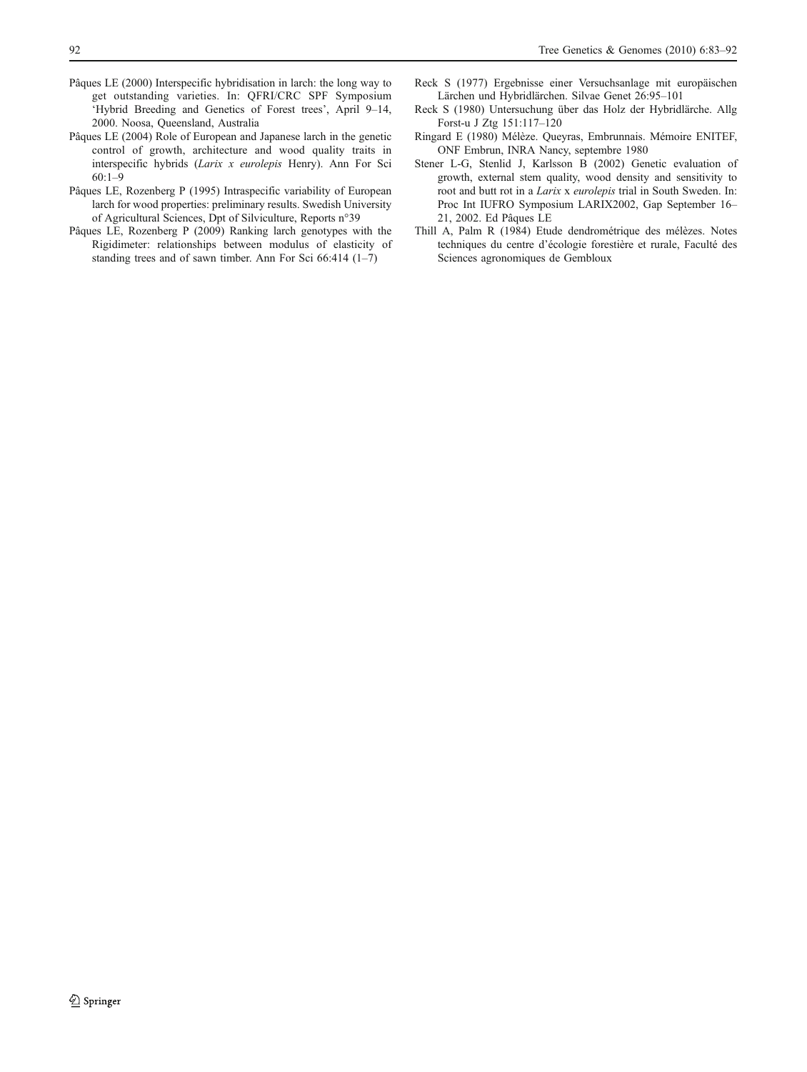Pâques LE (2000) Interspecific hybridisation in larch: the long way to get outstanding varieties. In: QFRI/CRC SPF Symposium 'Hybrid Breeding and Genetics of Forest trees', April 9–14, 2000. Noosa, Queensland, Australia

Pâques LE (2004) Role of European and Japanese larch in the genetic control of growth, architecture and wood quality traits in interspecific hybrids (*Larix x eurolepis* Henry). Ann For Sci 60:1–9

Pâques LE, Rozenberg P (1995) Intraspecific variability of European larch for wood properties: preliminary results. Swedish University of Agricultural Sciences, Dpt of Silviculture, Reports n°39

Pâques LE, Rozenberg P (2009) Ranking larch genotypes with the Rigidimeter: relationships between modulus of elasticity of standing trees and of sawn timber. Ann For Sci 66:414 (1–7)

Reck S (1977) Ergebnisse einer Versuchsanlage mit europäischen Lärchen und Hybridlärchen. Silvae Genet 26:95–101

Reck S (1980) Untersuchung über das Holz der Hybridlärche. Allg Forst-u J Ztg 151:117–120

Ringard E (1980) Mélèze. Queyras, Embrunnais. Mémoire ENITEF, ONF Embrun, INRA Nancy, septembre 1980

Stener L-G, Stenlid J, Karlsson B (2002) Genetic evaluation of growth, external stem quality, wood density and sensitivity to root and butt rot in a *Larix* x *eurolepis* trial in South Sweden. In: Proc Int IUFRO Symposium LARIX2002, Gap September 16–21, 2002. Ed Pâques LE

Thill A, Palm R (1984) Etude dendrométrique des mélèzes. Notes techniques du centre d'écologie forestière et rurale, Faculté des Sciences agronomiques de Gembloux